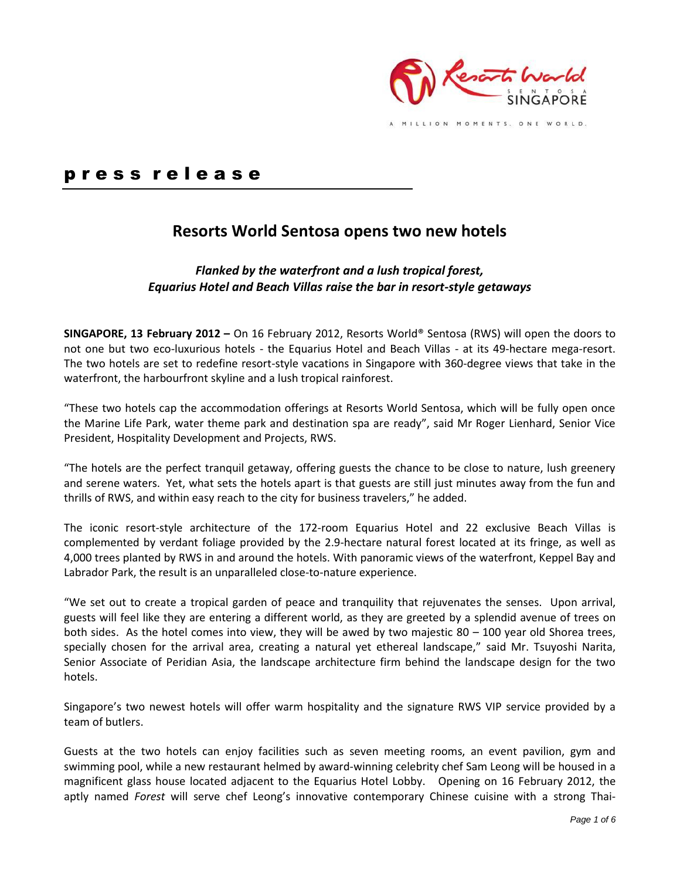# press release

## Resorts World Sentosa opens two new hotels

***Flanked by the waterfront and a lush tropical forest,***
***Equarius Hotel and Beach Villas raise the bar in resort-style getaways***

**SINGAPORE, 13 February 2012 –** On 16 February 2012, Resorts World® Sentosa (RWS) will open the doors to not one but two eco-luxurious hotels - the Equarius Hotel and Beach Villas - at its 49-hectare mega-resort. The two hotels are set to redefine resort-style vacations in Singapore with 360-degree views that take in the waterfront, the harbourfront skyline and a lush tropical rainforest.

"These two hotels cap the accommodation offerings at Resorts World Sentosa, which will be fully open once the Marine Life Park, water theme park and destination spa are ready", said Mr Roger Lienhard, Senior Vice President, Hospitality Development and Projects, RWS.

"The hotels are the perfect tranquil getaway, offering guests the chance to be close to nature, lush greenery and serene waters. Yet, what sets the hotels apart is that guests are still just minutes away from the fun and thrills of RWS, and within easy reach to the city for business travelers," he added.

The iconic resort-style architecture of the 172-room Equarius Hotel and 22 exclusive Beach Villas is complemented by verdant foliage provided by the 2.9-hectare natural forest located at its fringe, as well as 4,000 trees planted by RWS in and around the hotels. With panoramic views of the waterfront, Keppel Bay and Labrador Park, the result is an unparalleled close-to-nature experience.

"We set out to create a tropical garden of peace and tranquility that rejuvenates the senses. Upon arrival, guests will feel like they are entering a different world, as they are greeted by a splendid avenue of trees on both sides. As the hotel comes into view, they will be awed by two majestic 80 – 100 year old Shorea trees, specially chosen for the arrival area, creating a natural yet ethereal landscape," said Mr. Tsuyoshi Narita, Senior Associate of Peridian Asia, the landscape architecture firm behind the landscape design for the two hotels.

Singapore's two newest hotels will offer warm hospitality and the signature RWS VIP service provided by a team of butlers.

Guests at the two hotels can enjoy facilities such as seven meeting rooms, an event pavilion, gym and swimming pool, while a new restaurant helmed by award-winning celebrity chef Sam Leong will be housed in a magnificent glass house located adjacent to the Equarius Hotel Lobby. Opening on 16 February 2012, the aptly named *Forest* will serve chef Leong's innovative contemporary Chinese cuisine with a strong Thai-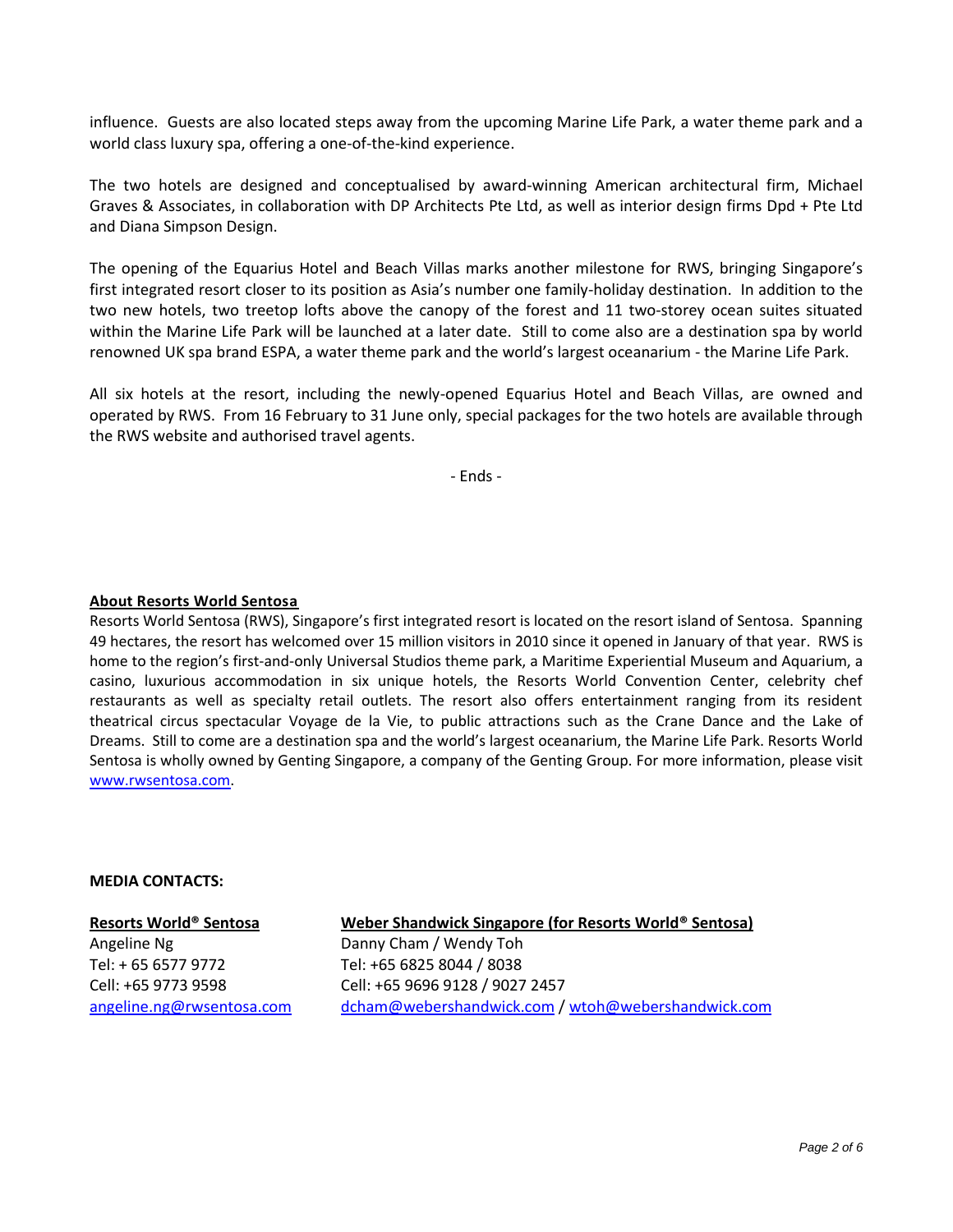influence. Guests are also located steps away from the upcoming Marine Life Park, a water theme park and a world class luxury spa, offering a one-of-the-kind experience.

The two hotels are designed and conceptualised by award-winning American architectural firm, Michael Graves & Associates, in collaboration with DP Architects Pte Ltd, as well as interior design firms Dpd + Pte Ltd and Diana Simpson Design.

The opening of the Equarius Hotel and Beach Villas marks another milestone for RWS, bringing Singapore's first integrated resort closer to its position as Asia's number one family-holiday destination. In addition to the two new hotels, two treetop lofts above the canopy of the forest and 11 two-storey ocean suites situated within the Marine Life Park will be launched at a later date. Still to come also are a destination spa by world renowned UK spa brand ESPA, a water theme park and the world's largest oceanarium - the Marine Life Park.

All six hotels at the resort, including the newly-opened Equarius Hotel and Beach Villas, are owned and operated by RWS. From 16 February to 31 June only, special packages for the two hotels are available through the RWS website and authorised travel agents.

- Ends -

**About Resorts World Sentosa**

Resorts World Sentosa (RWS), Singapore's first integrated resort is located on the resort island of Sentosa. Spanning 49 hectares, the resort has welcomed over 15 million visitors in 2010 since it opened in January of that year. RWS is home to the region's first-and-only Universal Studios theme park, a Maritime Experiential Museum and Aquarium, a casino, luxurious accommodation in six unique hotels, the Resorts World Convention Center, celebrity chef restaurants as well as specialty retail outlets. The resort also offers entertainment ranging from its resident theatrical circus spectacular Voyage de la Vie, to public attractions such as the Crane Dance and the Lake of Dreams. Still to come are a destination spa and the world's largest oceanarium, the Marine Life Park. Resorts World Sentosa is wholly owned by Genting Singapore, a company of the Genting Group. For more information, please visit www.rwsentosa.com.

**MEDIA CONTACTS:**

**Resorts World® Sentosa**
Angeline Ng
Tel: + 65 6577 9772
Cell: +65 9773 9598
angeline.ng@rwsentosa.com

**Weber Shandwick Singapore (for Resorts World® Sentosa)**
Danny Cham / Wendy Toh
Tel: +65 6825 8044 / 8038
Cell: +65 9696 9128 / 9027 2457
dcham@webershandwick.com / wtoh@webershandwick.com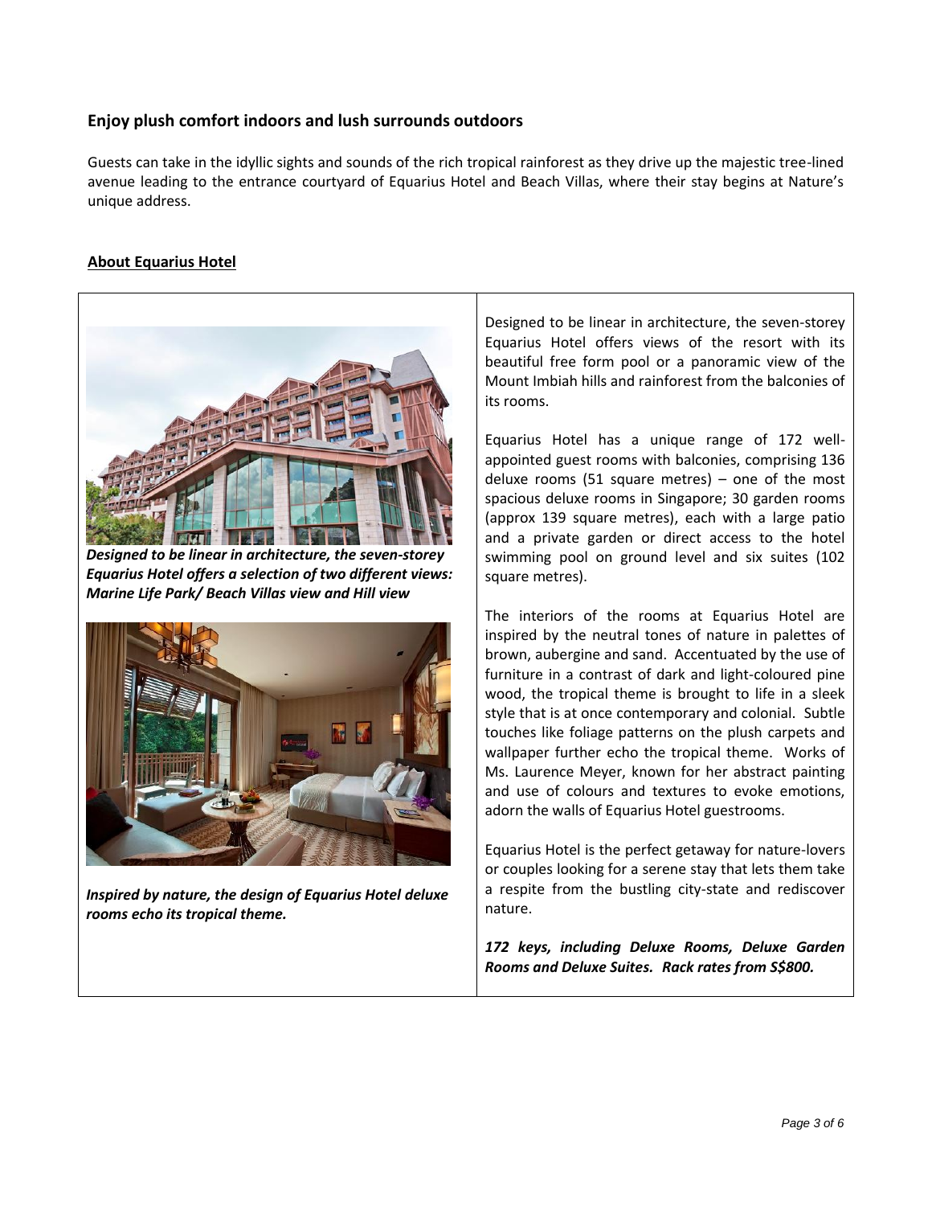## Enjoy plush comfort indoors and lush surrounds outdoors

Guests can take in the idyllic sights and sounds of the rich tropical rainforest as they drive up the majestic tree-lined avenue leading to the entrance courtyard of Equarius Hotel and Beach Villas, where their stay begins at Nature's unique address.

### About Equarius Hotel

***Designed to be linear in architecture, the seven-storey Equarius Hotel offers a selection of two different views: Marine Life Park/ Beach Villas view and Hill view***

***Inspired by nature, the design of Equarius Hotel deluxe rooms echo its tropical theme.***

Designed to be linear in architecture, the seven-storey Equarius Hotel offers views of the resort with its beautiful free form pool or a panoramic view of the Mount Imbiah hills and rainforest from the balconies of its rooms.

Equarius Hotel has a unique range of 172 well-appointed guest rooms with balconies, comprising 136 deluxe rooms (51 square metres) – one of the most spacious deluxe rooms in Singapore; 30 garden rooms (approx 139 square metres), each with a large patio and a private garden or direct access to the hotel swimming pool on ground level and six suites (102 square metres).

The interiors of the rooms at Equarius Hotel are inspired by the neutral tones of nature in palettes of brown, aubergine and sand. Accentuated by the use of furniture in a contrast of dark and light-coloured pine wood, the tropical theme is brought to life in a sleek style that is at once contemporary and colonial. Subtle touches like foliage patterns on the plush carpets and wallpaper further echo the tropical theme. Works of Ms. Laurence Meyer, known for her abstract painting and use of colours and textures to evoke emotions, adorn the walls of Equarius Hotel guestrooms.

Equarius Hotel is the perfect getaway for nature-lovers or couples looking for a serene stay that lets them take a respite from the bustling city-state and rediscover nature.

***172 keys, including Deluxe Rooms, Deluxe Garden Rooms and Deluxe Suites. Rack rates from S$800.***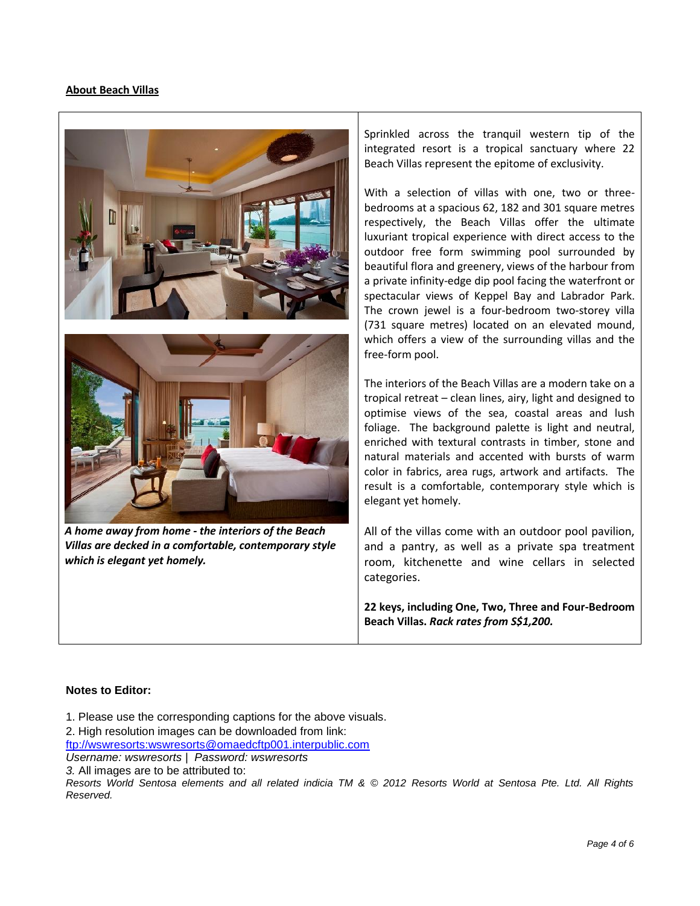**About Beach Villas**

*A home away from home - the interiors of the Beach Villas are decked in a comfortable, contemporary style which is elegant yet homely.*

Sprinkled across the tranquil western tip of the integrated resort is a tropical sanctuary where 22 Beach Villas represent the epitome of exclusivity.

With a selection of villas with one, two or three-bedrooms at a spacious 62, 182 and 301 square metres respectively, the Beach Villas offer the ultimate luxuriant tropical experience with direct access to the outdoor free form swimming pool surrounded by beautiful flora and greenery, views of the harbour from a private infinity-edge dip pool facing the waterfront or spectacular views of Keppel Bay and Labrador Park. The crown jewel is a four-bedroom two-storey villa (731 square metres) located on an elevated mound, which offers a view of the surrounding villas and the free-form pool.

The interiors of the Beach Villas are a modern take on a tropical retreat – clean lines, airy, light and designed to optimise views of the sea, coastal areas and lush foliage. The background palette is light and neutral, enriched with textural contrasts in timber, stone and natural materials and accented with bursts of warm color in fabrics, area rugs, artwork and artifacts. The result is a comfortable, contemporary style which is elegant yet homely.

All of the villas come with an outdoor pool pavilion, and a pantry, as well as a private spa treatment room, kitchenette and wine cellars in selected categories.

**22 keys, including One, Two, Three and Four-Bedroom Beach Villas.** ***Rack rates from S$1,200.***

**Notes to Editor:**

1. Please use the corresponding captions for the above visuals.
2. High resolution images can be downloaded from link:
[ftp://wswresorts:wswresorts@omaedcftp001.interpublic.com](ftp://wswresorts:wswresorts@omaedcftp001.interpublic.com)
*Username: wswresorts | Password: wswresorts*
*3.* All images are to be attributed to:
*Resorts World Sentosa elements and all related indicia TM & © 2012 Resorts World at Sentosa Pte. Ltd. All Rights Reserved.*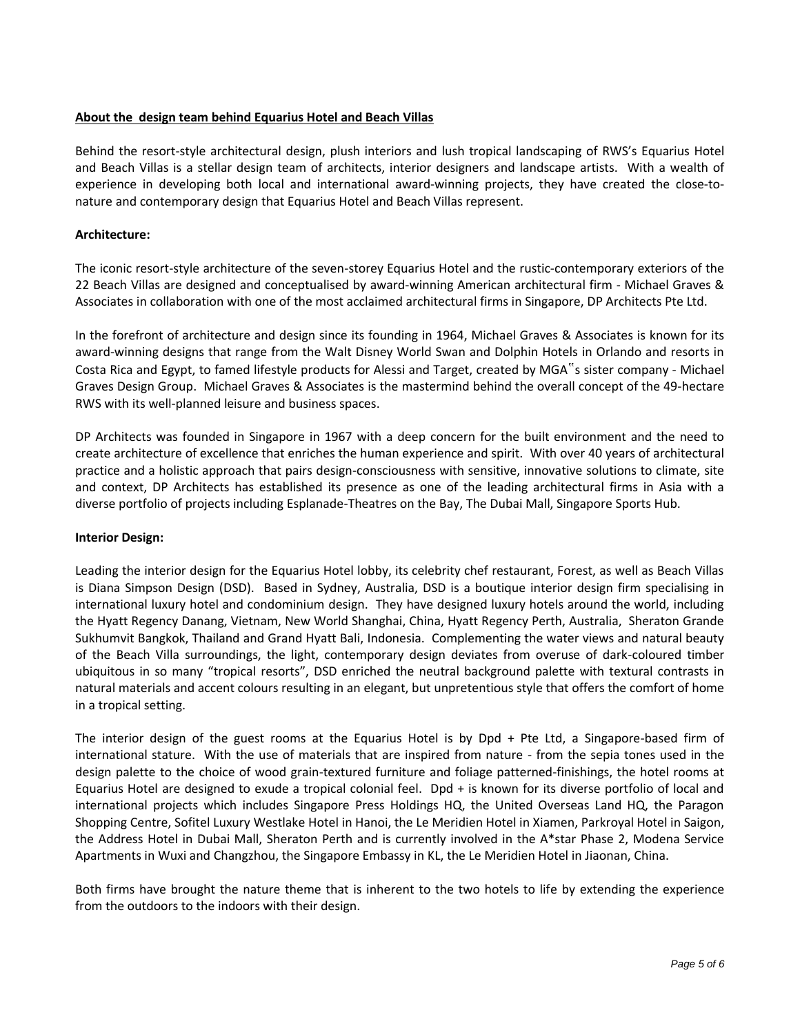**<u>About the design team behind Equarius Hotel and Beach Villas</u>**

Behind the resort-style architectural design, plush interiors and lush tropical landscaping of RWS's Equarius Hotel and Beach Villas is a stellar design team of architects, interior designers and landscape artists. With a wealth of experience in developing both local and international award-winning projects, they have created the close-to-nature and contemporary design that Equarius Hotel and Beach Villas represent.

**Architecture:**

The iconic resort-style architecture of the seven-storey Equarius Hotel and the rustic-contemporary exteriors of the 22 Beach Villas are designed and conceptualised by award-winning American architectural firm - Michael Graves & Associates in collaboration with one of the most acclaimed architectural firms in Singapore, DP Architects Pte Ltd.

In the forefront of architecture and design since its founding in 1964, Michael Graves & Associates is known for its award-winning designs that range from the Walt Disney World Swan and Dolphin Hotels in Orlando and resorts in Costa Rica and Egypt, to famed lifestyle products for Alessi and Target, created by MGA‟s sister company - Michael Graves Design Group. Michael Graves & Associates is the mastermind behind the overall concept of the 49-hectare RWS with its well-planned leisure and business spaces.

DP Architects was founded in Singapore in 1967 with a deep concern for the built environment and the need to create architecture of excellence that enriches the human experience and spirit. With over 40 years of architectural practice and a holistic approach that pairs design-consciousness with sensitive, innovative solutions to climate, site and context, DP Architects has established its presence as one of the leading architectural firms in Asia with a diverse portfolio of projects including Esplanade-Theatres on the Bay, The Dubai Mall, Singapore Sports Hub.

**Interior Design:**

Leading the interior design for the Equarius Hotel lobby, its celebrity chef restaurant, Forest, as well as Beach Villas is Diana Simpson Design (DSD). Based in Sydney, Australia, DSD is a boutique interior design firm specialising in international luxury hotel and condominium design. They have designed luxury hotels around the world, including the Hyatt Regency Danang, Vietnam, New World Shanghai, China, Hyatt Regency Perth, Australia, Sheraton Grande Sukhumvit Bangkok, Thailand and Grand Hyatt Bali, Indonesia. Complementing the water views and natural beauty of the Beach Villa surroundings, the light, contemporary design deviates from overuse of dark-coloured timber ubiquitous in so many "tropical resorts", DSD enriched the neutral background palette with textural contrasts in natural materials and accent colours resulting in an elegant, but unpretentious style that offers the comfort of home in a tropical setting.

The interior design of the guest rooms at the Equarius Hotel is by Dpd + Pte Ltd, a Singapore-based firm of international stature. With the use of materials that are inspired from nature - from the sepia tones used in the design palette to the choice of wood grain-textured furniture and foliage patterned-finishings, the hotel rooms at Equarius Hotel are designed to exude a tropical colonial feel. Dpd + is known for its diverse portfolio of local and international projects which includes Singapore Press Holdings HQ, the United Overseas Land HQ, the Paragon Shopping Centre, Sofitel Luxury Westlake Hotel in Hanoi, the Le Meridien Hotel in Xiamen, Parkroyal Hotel in Saigon, the Address Hotel in Dubai Mall, Sheraton Perth and is currently involved in the A*star Phase 2, Modena Service Apartments in Wuxi and Changzhou, the Singapore Embassy in KL, the Le Meridien Hotel in Jiaonan, China.

Both firms have brought the nature theme that is inherent to the two hotels to life by extending the experience from the outdoors to the indoors with their design.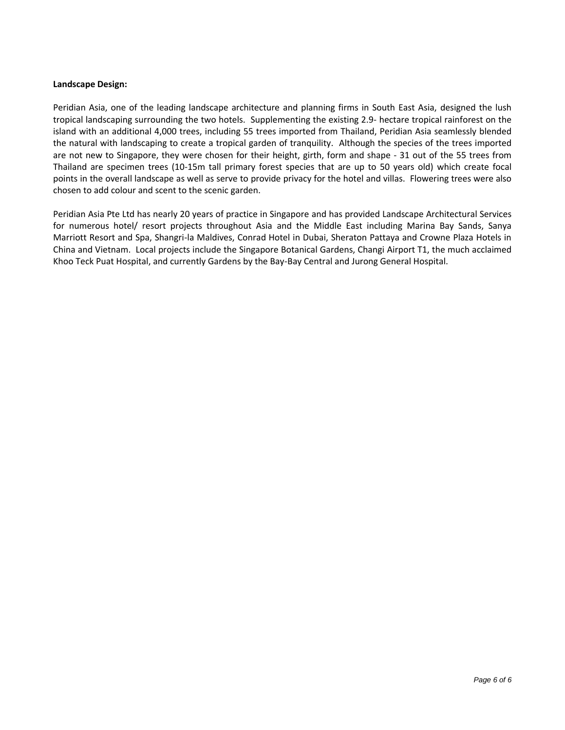**Landscape Design:**

Peridian Asia, one of the leading landscape architecture and planning firms in South East Asia, designed the lush tropical landscaping surrounding the two hotels. Supplementing the existing 2.9- hectare tropical rainforest on the island with an additional 4,000 trees, including 55 trees imported from Thailand, Peridian Asia seamlessly blended the natural with landscaping to create a tropical garden of tranquility. Although the species of the trees imported are not new to Singapore, they were chosen for their height, girth, form and shape - 31 out of the 55 trees from Thailand are specimen trees (10-15m tall primary forest species that are up to 50 years old) which create focal points in the overall landscape as well as serve to provide privacy for the hotel and villas. Flowering trees were also chosen to add colour and scent to the scenic garden.

Peridian Asia Pte Ltd has nearly 20 years of practice in Singapore and has provided Landscape Architectural Services for numerous hotel/ resort projects throughout Asia and the Middle East including Marina Bay Sands, Sanya Marriott Resort and Spa, Shangri-la Maldives, Conrad Hotel in Dubai, Sheraton Pattaya and Crowne Plaza Hotels in China and Vietnam. Local projects include the Singapore Botanical Gardens, Changi Airport T1, the much acclaimed Khoo Teck Puat Hospital, and currently Gardens by the Bay-Bay Central and Jurong General Hospital.